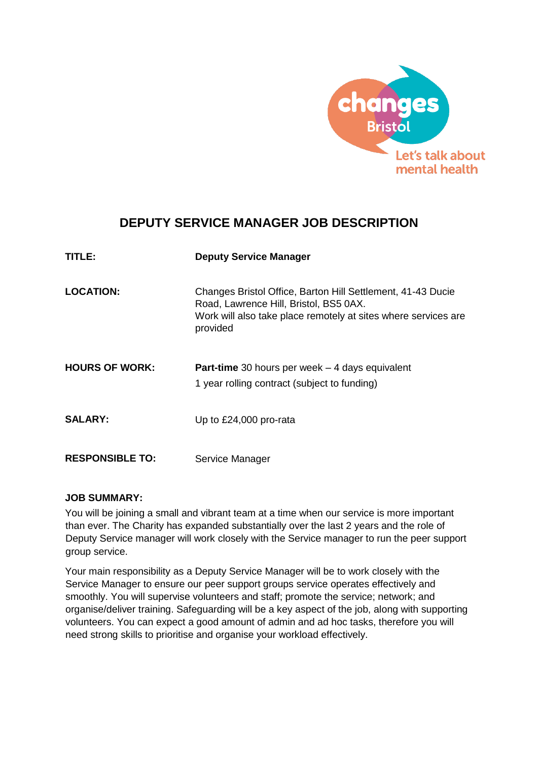# DEPUTY SERVICE MANAGER JOB DESCRIPTION

| | |
|---|---|
| **TITLE:** | **Deputy Service Manager** |
| **LOCATION:** | Changes Bristol Office, Barton Hill Settlement, 41-43 Ducie Road, Lawrence Hill, Bristol, BS5 0AX. Work will also take place remotely at sites where services are provided |
| **HOURS OF WORK:** | **Part-time** 30 hours per week – 4 days equivalent<br>1 year rolling contract (subject to funding) |
| **SALARY:** | Up to £24,000 pro-rata |
| **RESPONSIBLE TO:** | Service Manager |

**JOB SUMMARY:**

You will be joining a small and vibrant team at a time when our service is more important than ever. The Charity has expanded substantially over the last 2 years and the role of Deputy Service manager will work closely with the Service manager to run the peer support group service.

Your main responsibility as a Deputy Service Manager will be to work closely with the Service Manager to ensure our peer support groups service operates effectively and smoothly. You will supervise volunteers and staff; promote the service; network; and organise/deliver training. Safeguarding will be a key aspect of the job, along with supporting volunteers. You can expect a good amount of admin and ad hoc tasks, therefore you will need strong skills to prioritise and organise your workload effectively.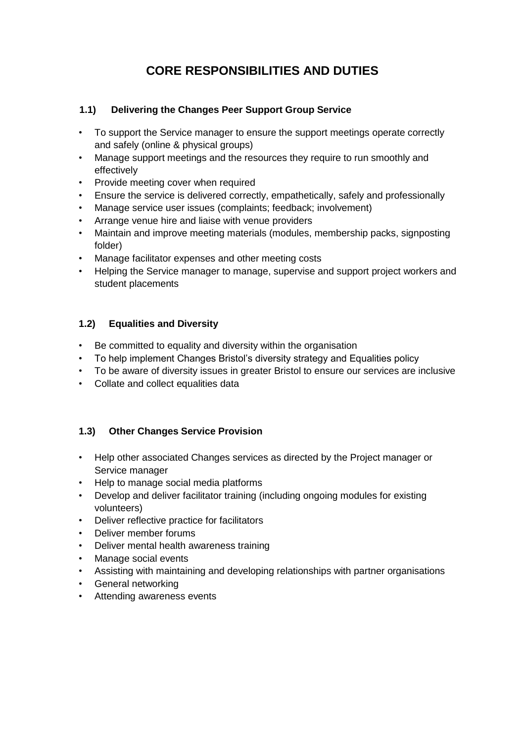# CORE RESPONSIBILITIES AND DUTIES

### 1.1) Delivering the Changes Peer Support Group Service

- To support the Service manager to ensure the support meetings operate correctly and safely (online & physical groups)
- Manage support meetings and the resources they require to run smoothly and effectively
- Provide meeting cover when required
- Ensure the service is delivered correctly, empathetically, safely and professionally
- Manage service user issues (complaints; feedback; involvement)
- Arrange venue hire and liaise with venue providers
- Maintain and improve meeting materials (modules, membership packs, signposting folder)
- Manage facilitator expenses and other meeting costs
- Helping the Service manager to manage, supervise and support project workers and student placements

### 1.2) Equalities and Diversity

- Be committed to equality and diversity within the organisation
- To help implement Changes Bristol's diversity strategy and Equalities policy
- To be aware of diversity issues in greater Bristol to ensure our services are inclusive
- Collate and collect equalities data

### 1.3) Other Changes Service Provision

- Help other associated Changes services as directed by the Project manager or Service manager
- Help to manage social media platforms
- Develop and deliver facilitator training (including ongoing modules for existing volunteers)
- Deliver reflective practice for facilitators
- Deliver member forums
- Deliver mental health awareness training
- Manage social events
- Assisting with maintaining and developing relationships with partner organisations
- General networking
- Attending awareness events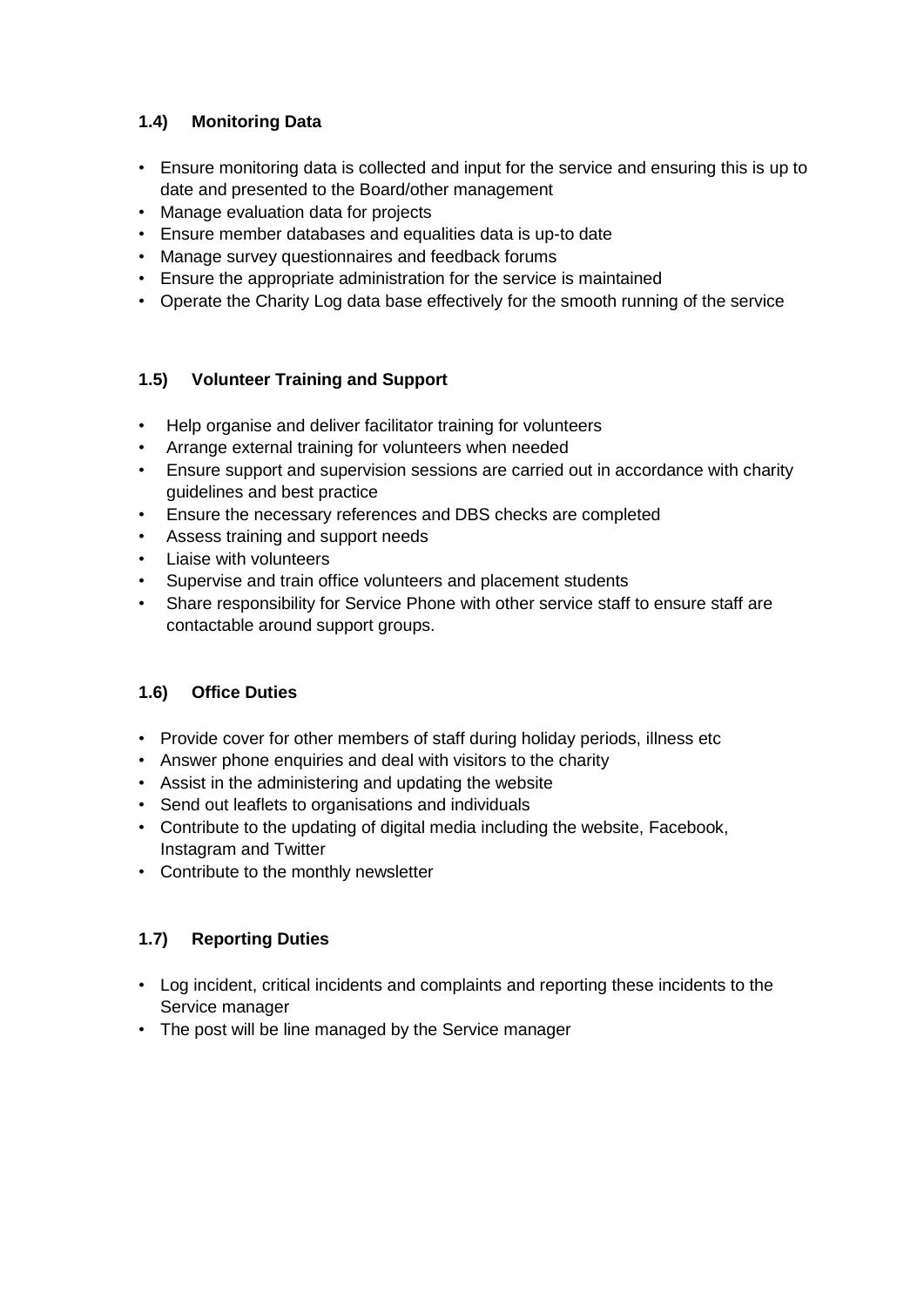### 1.4) Monitoring Data

- Ensure monitoring data is collected and input for the service and ensuring this is up to date and presented to the Board/other management
- Manage evaluation data for projects
- Ensure member databases and equalities data is up-to date
- Manage survey questionnaires and feedback forums
- Ensure the appropriate administration for the service is maintained
- Operate the Charity Log data base effectively for the smooth running of the service

### 1.5) Volunteer Training and Support

- Help organise and deliver facilitator training for volunteers
- Arrange external training for volunteers when needed
- Ensure support and supervision sessions are carried out in accordance with charity guidelines and best practice
- Ensure the necessary references and DBS checks are completed
- Assess training and support needs
- Liaise with volunteers
- Supervise and train office volunteers and placement students
- Share responsibility for Service Phone with other service staff to ensure staff are contactable around support groups.

### 1.6) Office Duties

- Provide cover for other members of staff during holiday periods, illness etc
- Answer phone enquiries and deal with visitors to the charity
- Assist in the administering and updating the website
- Send out leaflets to organisations and individuals
- Contribute to the updating of digital media including the website, Facebook, Instagram and Twitter
- Contribute to the monthly newsletter

### 1.7) Reporting Duties

- Log incident, critical incidents and complaints and reporting these incidents to the Service manager
- The post will be line managed by the Service manager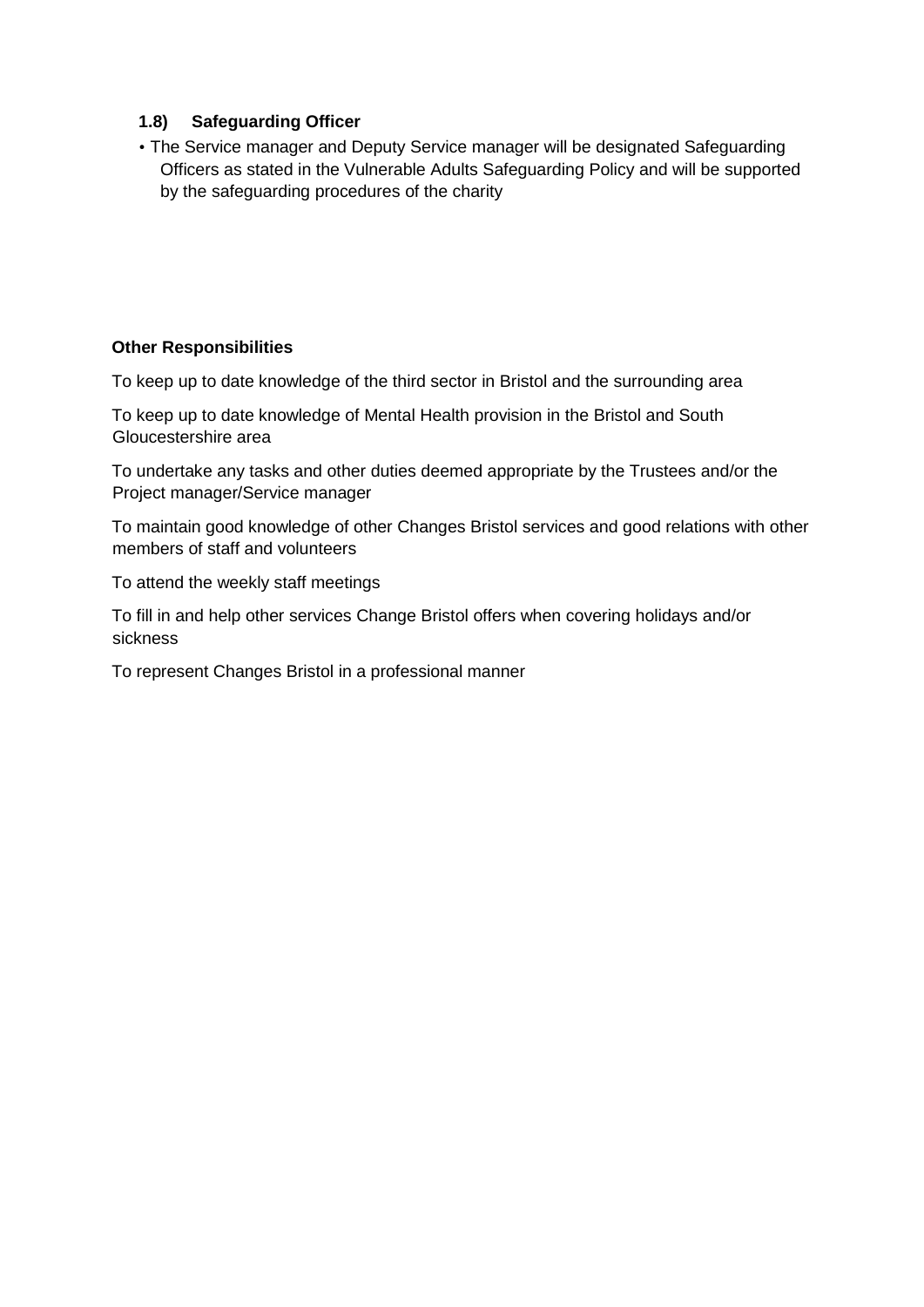### 1.8) Safeguarding Officer

- The Service manager and Deputy Service manager will be designated Safeguarding Officers as stated in the Vulnerable Adults Safeguarding Policy and will be supported by the safeguarding procedures of the charity

**Other Responsibilities**

To keep up to date knowledge of the third sector in Bristol and the surrounding area

To keep up to date knowledge of Mental Health provision in the Bristol and South Gloucestershire area

To undertake any tasks and other duties deemed appropriate by the Trustees and/or the Project manager/Service manager

To maintain good knowledge of other Changes Bristol services and good relations with other members of staff and volunteers

To attend the weekly staff meetings

To fill in and help other services Change Bristol offers when covering holidays and/or sickness

To represent Changes Bristol in a professional manner